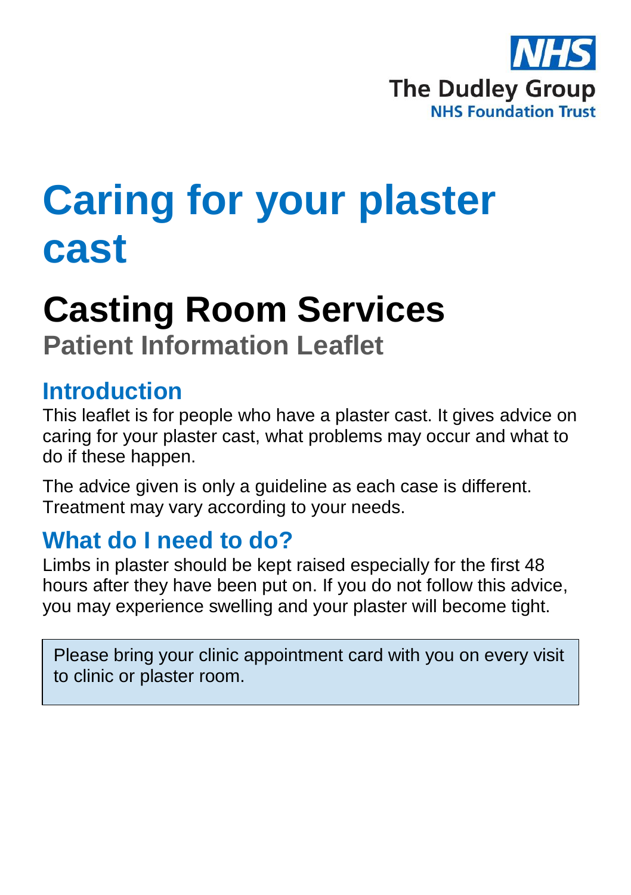NHS
The Dudley Group
NHS Foundation Trust

# Caring for your plaster cast

## Casting Room Services

**Patient Information Leaflet**

### Introduction

This leaflet is for people who have a plaster cast. It gives advice on caring for your plaster cast, what problems may occur and what to do if these happen.

The advice given is only a guideline as each case is different. Treatment may vary according to your needs.

### What do I need to do?

Limbs in plaster should be kept raised especially for the first 48 hours after they have been put on. If you do not follow this advice, you may experience swelling and your plaster will become tight.

> Please bring your clinic appointment card with you on every visit to clinic or plaster room.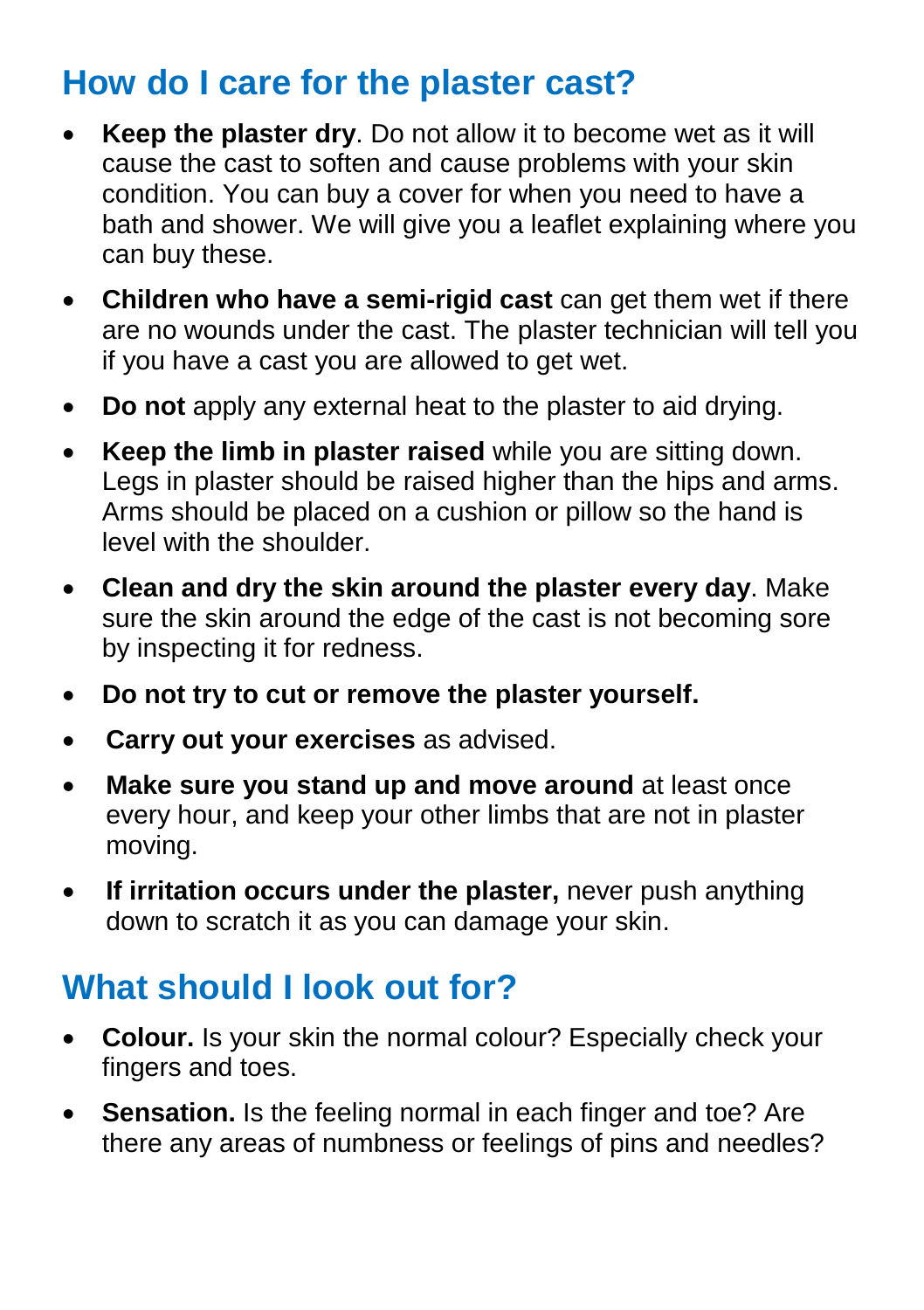## How do I care for the plaster cast?

- **Keep the plaster dry**. Do not allow it to become wet as it will cause the cast to soften and cause problems with your skin condition. You can buy a cover for when you need to have a bath and shower. We will give you a leaflet explaining where you can buy these.
- **Children who have a semi-rigid cast** can get them wet if there are no wounds under the cast. The plaster technician will tell you if you have a cast you are allowed to get wet.
- **Do not** apply any external heat to the plaster to aid drying.
- **Keep the limb in plaster raised** while you are sitting down. Legs in plaster should be raised higher than the hips and arms. Arms should be placed on a cushion or pillow so the hand is level with the shoulder.
- **Clean and dry the skin around the plaster every day**. Make sure the skin around the edge of the cast is not becoming sore by inspecting it for redness.
- **Do not try to cut or remove the plaster yourself.**
- **Carry out your exercises** as advised.
- **Make sure you stand up and move around** at least once every hour, and keep your other limbs that are not in plaster moving.
- **If irritation occurs under the plaster,** never push anything down to scratch it as you can damage your skin.

## What should I look out for?

- **Colour.** Is your skin the normal colour? Especially check your fingers and toes.
- **Sensation.** Is the feeling normal in each finger and toe? Are there any areas of numbness or feelings of pins and needles?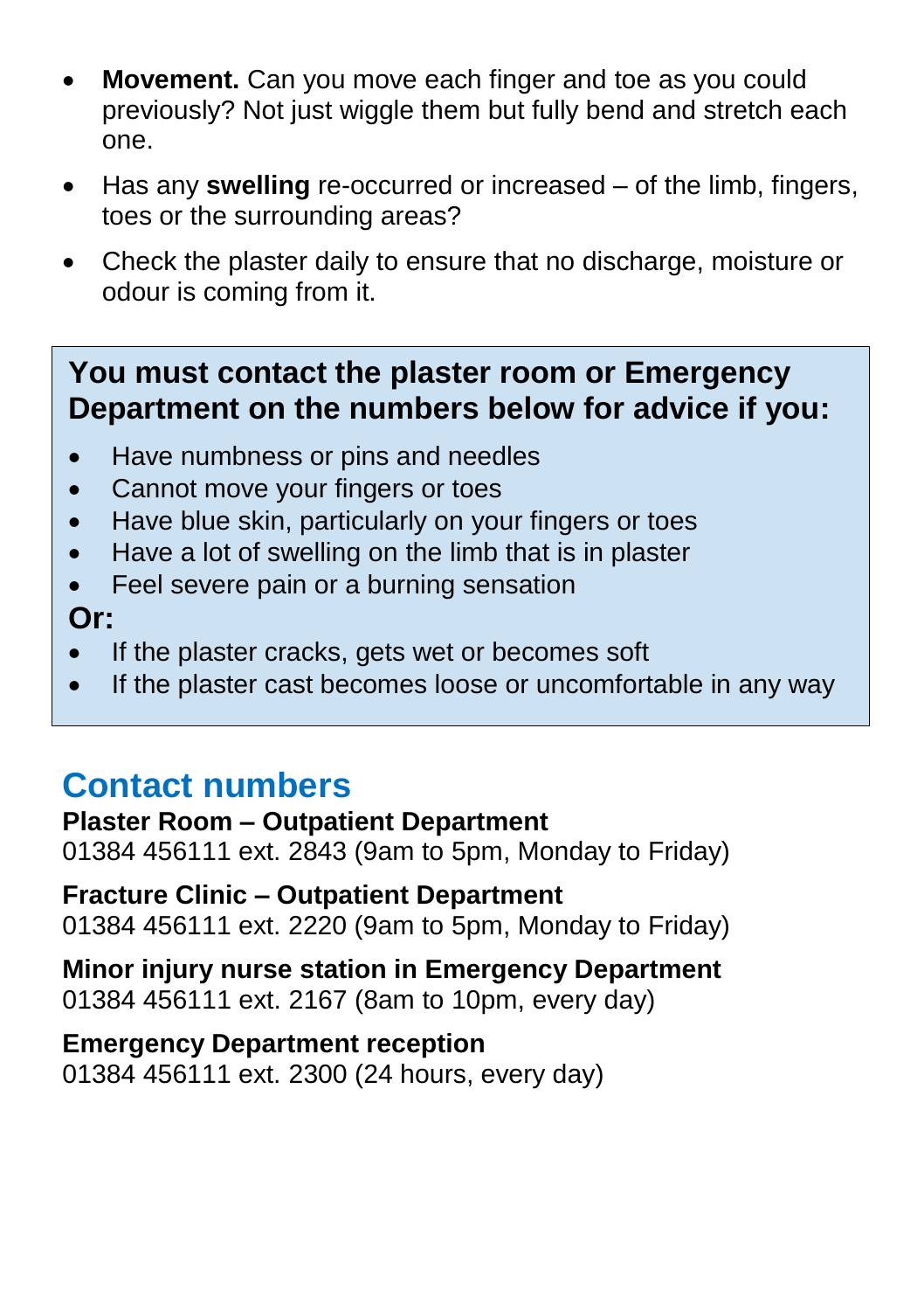- **Movement.** Can you move each finger and toe as you could previously? Not just wiggle them but fully bend and stretch each one.
- Has any **swelling** re-occurred or increased – of the limb, fingers, toes or the surrounding areas?
- Check the plaster daily to ensure that no discharge, moisture or odour is coming from it.

**You must contact the plaster room or Emergency Department on the numbers below for advice if you:**

- Have numbness or pins and needles
- Cannot move your fingers or toes
- Have blue skin, particularly on your fingers or toes
- Have a lot of swelling on the limb that is in plaster
- Feel severe pain or a burning sensation

**Or:**

- If the plaster cracks, gets wet or becomes soft
- If the plaster cast becomes loose or uncomfortable in any way

## Contact numbers

**Plaster Room – Outpatient Department**
01384 456111 ext. 2843 (9am to 5pm, Monday to Friday)

**Fracture Clinic – Outpatient Department**
01384 456111 ext. 2220 (9am to 5pm, Monday to Friday)

**Minor injury nurse station in Emergency Department**
01384 456111 ext. 2167 (8am to 10pm, every day)

**Emergency Department reception**
01384 456111 ext. 2300 (24 hours, every day)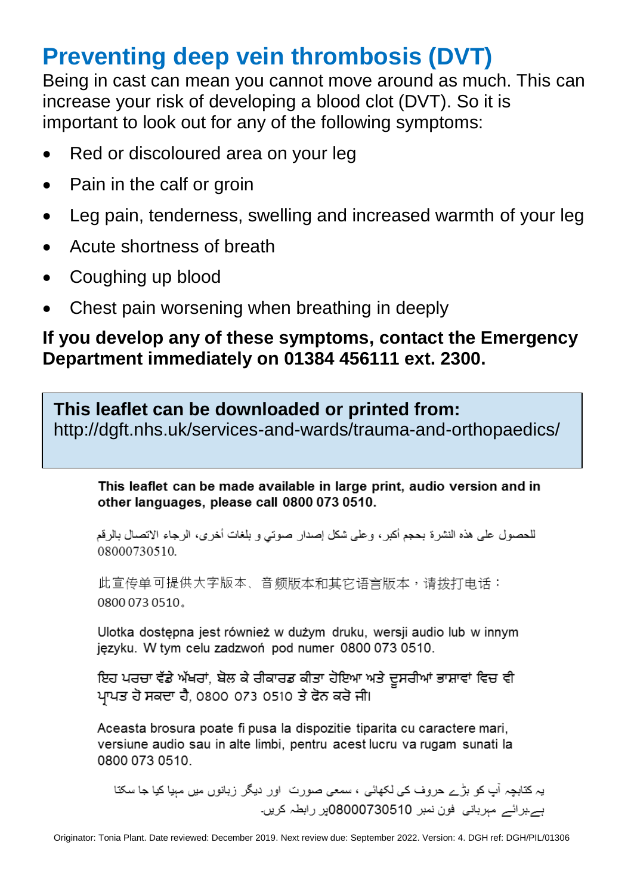# Preventing deep vein thrombosis (DVT)

Being in cast can mean you cannot move around as much. This can increase your risk of developing a blood clot (DVT). So it is important to look out for any of the following symptoms:

- Red or discoloured area on your leg
- Pain in the calf or groin
- Leg pain, tenderness, swelling and increased warmth of your leg
- Acute shortness of breath
- Coughing up blood
- Chest pain worsening when breathing in deeply

**If you develop any of these symptoms, contact the Emergency Department immediately on 01384 456111 ext. 2300.**

**This leaflet can be downloaded or printed from:**
http://dgft.nhs.uk/services-and-wards/trauma-and-orthopaedics/

**This leaflet can be made available in large print, audio version and in other languages, please call 0800 073 0510.**

للحصول على هذه النشرة بحجم أكبر، وعلى شكل إصدار صوتي و بلغات أخرى، الرجاء الاتصال بالرقم 08000730510.

此宣传单可提供大字版本、音频版本和其它语言版本，请拨打电话：0800 073 0510。

Ulotka dostępna jest również w dużym druku, wersji audio lub w innym języku. W tym celu zadzwoń pod numer 0800 073 0510.

ਇਹ ਪਰਚਾ ਵੱਡੇ ਅੱਖਰਾਂ, ਬੋਲ ਕੇ ਰੀਕਾਰਡ ਕੀਤਾ ਹੋਇਆ ਅਤੇ ਦੂਸਰੀਆਂ ਭਾਸ਼ਾਵਾਂ ਵਿਚ ਵੀ ਪ੍ਰਾਪਤ ਹੋ ਸਕਦਾ ਹੈ, 0800 073 0510 ਤੇ ਫੋਨ ਕਰੋ ਜੀ।

Aceasta brosura poate fi pusa la dispozitie tiparita cu caractere mari, versiune audio sau in alte limbi, pentru acest lucru va rugam sunati la 0800 073 0510.

یہ کتابچہ آپ کو بڑے حروف کی لکھائی ، سمعی صورت اور دیگر زبانوں میں مہیا کیا جا سکتا ہے۔برائے مہربانی فون نمبر 08000730510پر رابطہ کریں۔

Originator: Tonia Plant. Date reviewed: December 2019. Next review due: September 2022. Version: 4. DGH ref: DGH/PIL/01306